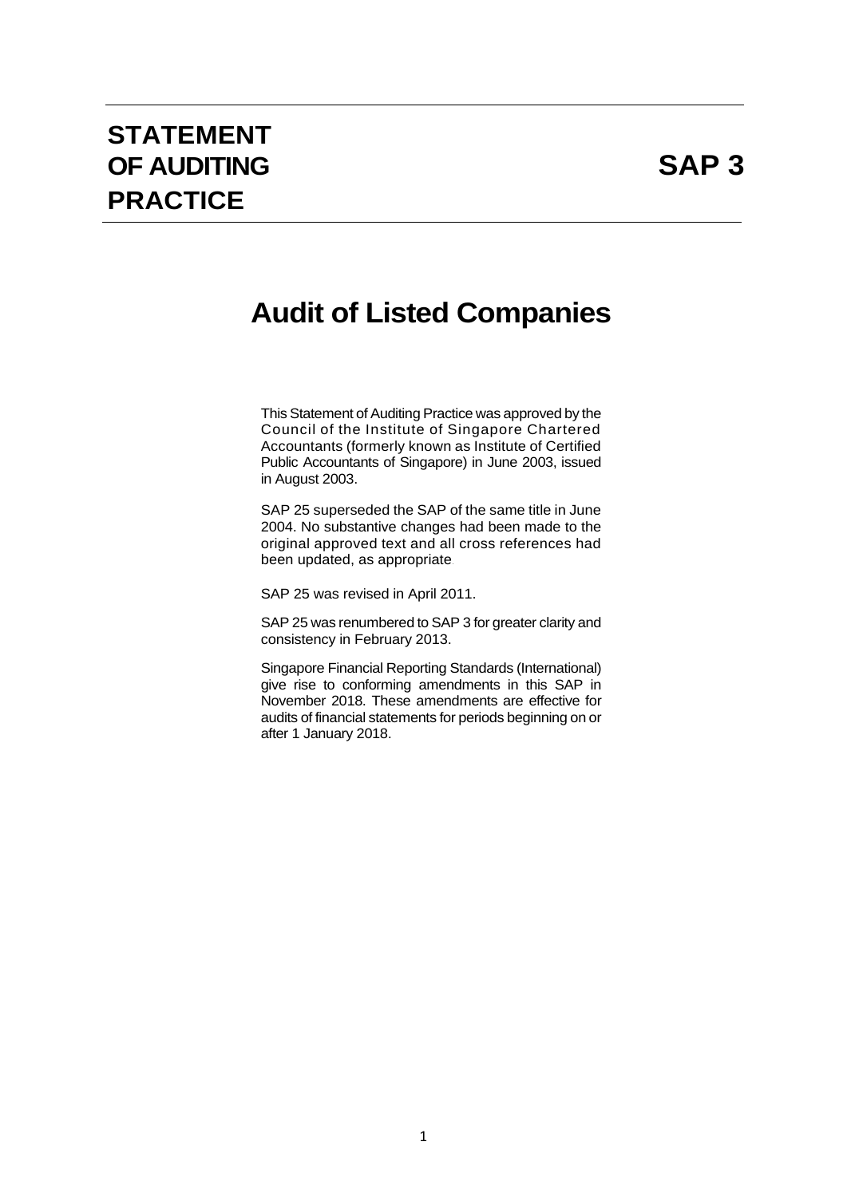# STATEMENT OF AUDITING PRACTICE

# SAP 3

# Audit of Listed Companies

This Statement of Auditing Practice was approved by the Council of the Institute of Singapore Chartered Accountants (formerly known as Institute of Certified Public Accountants of Singapore) in June 2003, issued in August 2003.

SAP 25 superseded the SAP of the same title in June 2004. No substantive changes had been made to the original approved text and all cross references had been updated, as appropriate.

SAP 25 was revised in April 2011.

SAP 25 was renumbered to SAP 3 for greater clarity and consistency in February 2013.

Singapore Financial Reporting Standards (International) give rise to conforming amendments in this SAP in November 2018. These amendments are effective for audits of financial statements for periods beginning on or after 1 January 2018.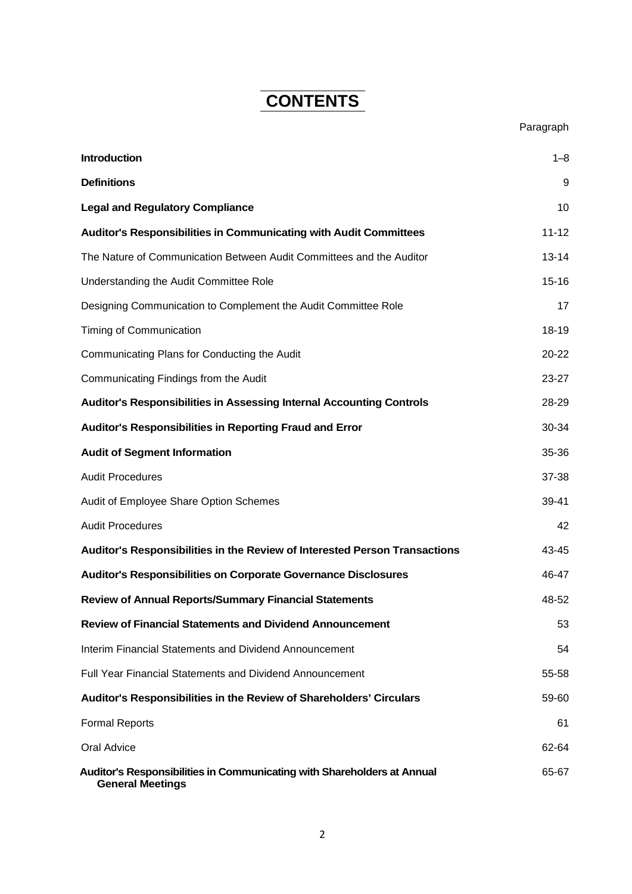# CONTENTS

| | Paragraph |
|---|---|
| **Introduction** | 1–8 |
| **Definitions** | 9 |
| **Legal and Regulatory Compliance** | 10 |
| **Auditor's Responsibilities in Communicating with Audit Committees** | 11-12 |
| The Nature of Communication Between Audit Committees and the Auditor | 13-14 |
| Understanding the Audit Committee Role | 15-16 |
| Designing Communication to Complement the Audit Committee Role | 17 |
| Timing of Communication | 18-19 |
| Communicating Plans for Conducting the Audit | 20-22 |
| Communicating Findings from the Audit | 23-27 |
| **Auditor's Responsibilities in Assessing Internal Accounting Controls** | 28-29 |
| **Auditor's Responsibilities in Reporting Fraud and Error** | 30-34 |
| **Audit of Segment Information** | 35-36 |
| Audit Procedures | 37-38 |
| Audit of Employee Share Option Schemes | 39-41 |
| Audit Procedures | 42 |
| **Auditor's Responsibilities in the Review of Interested Person Transactions** | 43-45 |
| **Auditor's Responsibilities on Corporate Governance Disclosures** | 46-47 |
| **Review of Annual Reports/Summary Financial Statements** | 48-52 |
| **Review of Financial Statements and Dividend Announcement** | 53 |
| Interim Financial Statements and Dividend Announcement | 54 |
| Full Year Financial Statements and Dividend Announcement | 55-58 |
| **Auditor's Responsibilities in the Review of Shareholders' Circulars** | 59-60 |
| Formal Reports | 61 |
| Oral Advice | 62-64 |
| **Auditor's Responsibilities in Communicating with Shareholders at Annual General Meetings** | 65-67 |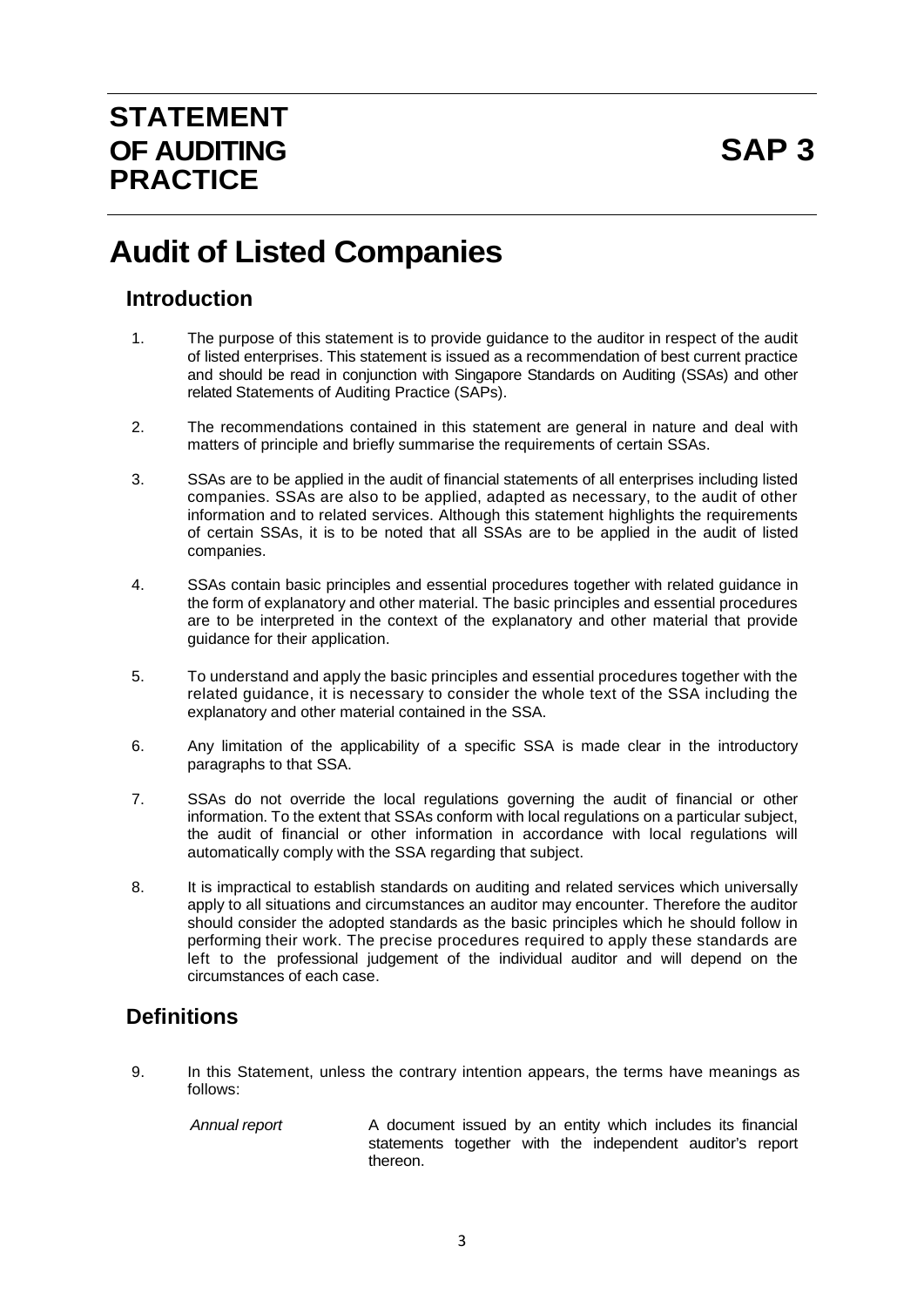# STATEMENT OF AUDITING PRACTICE

# SAP 3

# Audit of Listed Companies

## Introduction

1. The purpose of this statement is to provide guidance to the auditor in respect of the audit of listed enterprises. This statement is issued as a recommendation of best current practice and should be read in conjunction with Singapore Standards on Auditing (SSAs) and other related Statements of Auditing Practice (SAPs).

2. The recommendations contained in this statement are general in nature and deal with matters of principle and briefly summarise the requirements of certain SSAs.

3. SSAs are to be applied in the audit of financial statements of all enterprises including listed companies. SSAs are also to be applied, adapted as necessary, to the audit of other information and to related services. Although this statement highlights the requirements of certain SSAs, it is to be noted that all SSAs are to be applied in the audit of listed companies.

4. SSAs contain basic principles and essential procedures together with related guidance in the form of explanatory and other material. The basic principles and essential procedures are to be interpreted in the context of the explanatory and other material that provide guidance for their application.

5. To understand and apply the basic principles and essential procedures together with the related guidance, it is necessary to consider the whole text of the SSA including the explanatory and other material contained in the SSA.

6. Any limitation of the applicability of a specific SSA is made clear in the introductory paragraphs to that SSA.

7. SSAs do not override the local regulations governing the audit of financial or other information. To the extent that SSAs conform with local regulations on a particular subject, the audit of financial or other information in accordance with local regulations will automatically comply with the SSA regarding that subject.

8. It is impractical to establish standards on auditing and related services which universally apply to all situations and circumstances an auditor may encounter. Therefore the auditor should consider the adopted standards as the basic principles which he should follow in performing their work. The precise procedures required to apply these standards are left to the professional judgement of the individual auditor and will depend on the circumstances of each case.

## Definitions

9. In this Statement, unless the contrary intention appears, the terms have meanings as follows:

| | |
|---|---|
| *Annual report* | A document issued by an entity which includes its financial statements together with the independent auditor's report thereon. |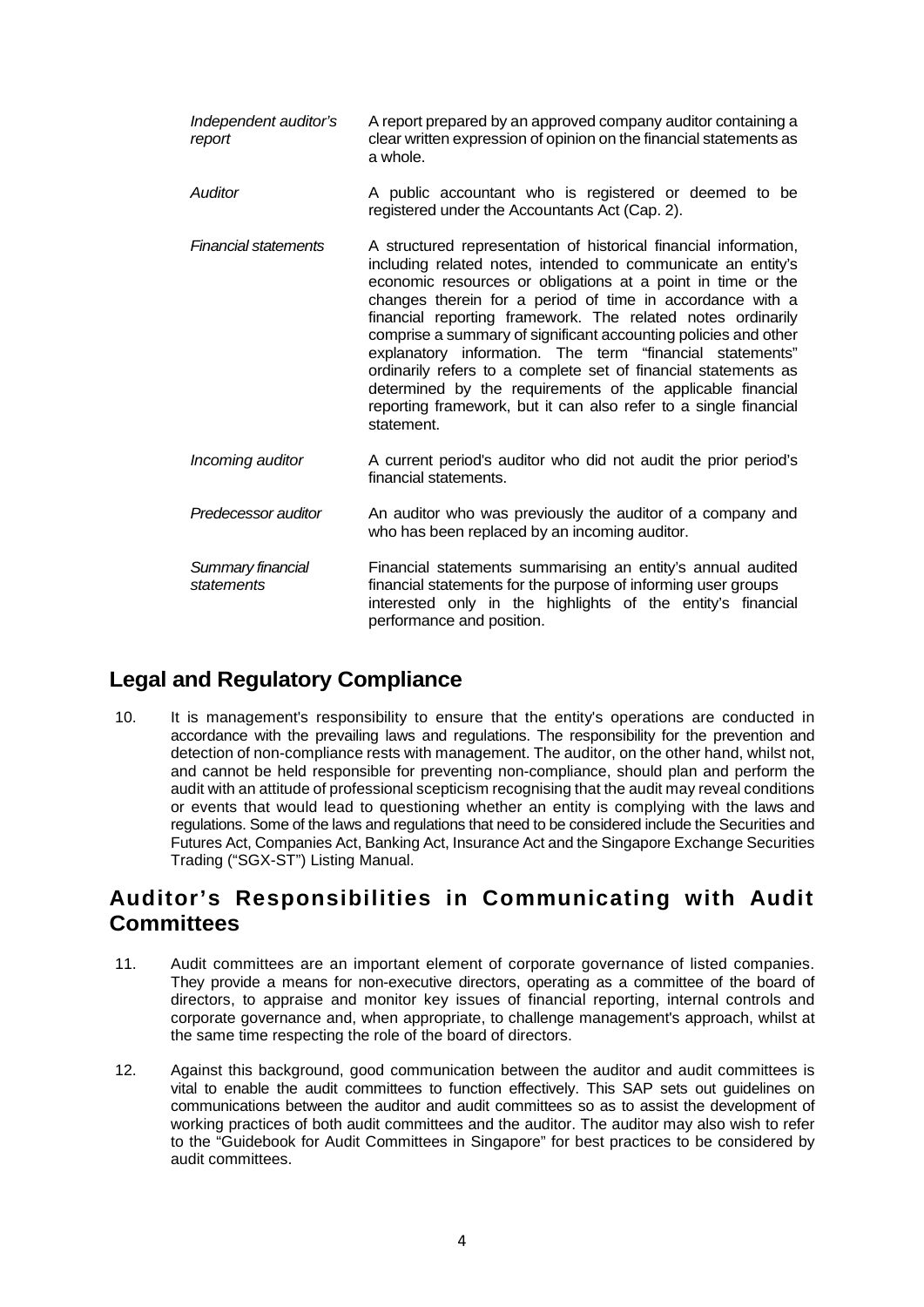| | |
|---|---|
| *Independent auditor's report* | A report prepared by an approved company auditor containing a clear written expression of opinion on the financial statements as a whole. |
| *Auditor* | A public accountant who is registered or deemed to be registered under the Accountants Act (Cap. 2). |
| *Financial statements* | A structured representation of historical financial information, including related notes, intended to communicate an entity's economic resources or obligations at a point in time or the changes therein for a period of time in accordance with a financial reporting framework. The related notes ordinarily comprise a summary of significant accounting policies and other explanatory information. The term "financial statements" ordinarily refers to a complete set of financial statements as determined by the requirements of the applicable financial reporting framework, but it can also refer to a single financial statement. |
| *Incoming auditor* | A current period's auditor who did not audit the prior period's financial statements. |
| *Predecessor auditor* | An auditor who was previously the auditor of a company and who has been replaced by an incoming auditor. |
| *Summary financial statements* | Financial statements summarising an entity's annual audited financial statements for the purpose of informing user groups interested only in the highlights of the entity's financial performance and position. |

## Legal and Regulatory Compliance

10. It is management's responsibility to ensure that the entity's operations are conducted in accordance with the prevailing laws and regulations. The responsibility for the prevention and detection of non-compliance rests with management. The auditor, on the other hand, whilst not, and cannot be held responsible for preventing non-compliance, should plan and perform the audit with an attitude of professional scepticism recognising that the audit may reveal conditions or events that would lead to questioning whether an entity is complying with the laws and regulations. Some of the laws and regulations that need to be considered include the Securities and Futures Act, Companies Act, Banking Act, Insurance Act and the Singapore Exchange Securities Trading ("SGX-ST") Listing Manual.

## Auditor's Responsibilities in Communicating with Audit Committees

11. Audit committees are an important element of corporate governance of listed companies. They provide a means for non-executive directors, operating as a committee of the board of directors, to appraise and monitor key issues of financial reporting, internal controls and corporate governance and, when appropriate, to challenge management's approach, whilst at the same time respecting the role of the board of directors.

12. Against this background, good communication between the auditor and audit committees is vital to enable the audit committees to function effectively. This SAP sets out guidelines on communications between the auditor and audit committees so as to assist the development of working practices of both audit committees and the auditor. The auditor may also wish to refer to the "Guidebook for Audit Committees in Singapore" for best practices to be considered by audit committees.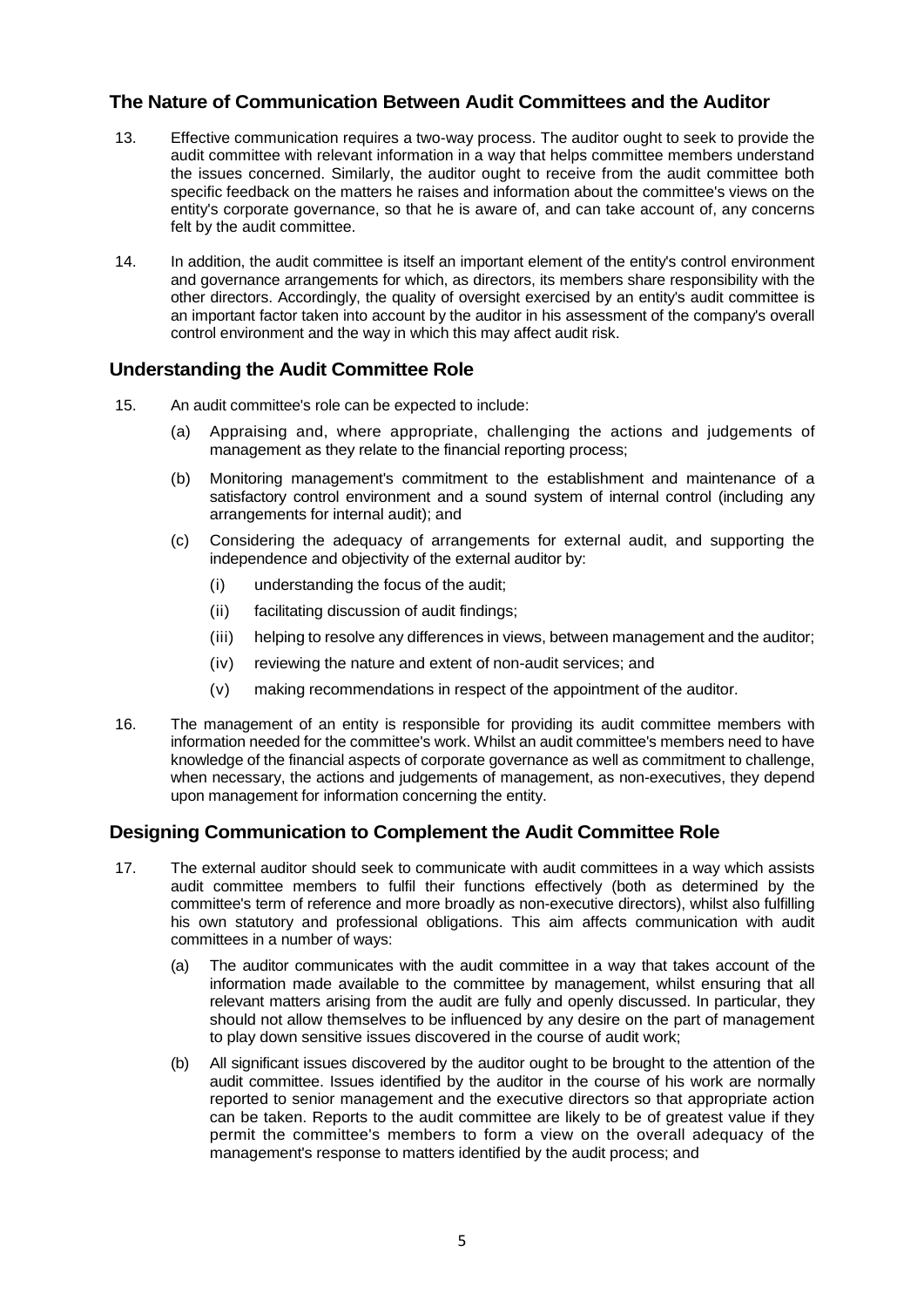## The Nature of Communication Between Audit Committees and the Auditor

13. Effective communication requires a two-way process. The auditor ought to seek to provide the audit committee with relevant information in a way that helps committee members understand the issues concerned. Similarly, the auditor ought to receive from the audit committee both specific feedback on the matters he raises and information about the committee's views on the entity's corporate governance, so that he is aware of, and can take account of, any concerns felt by the audit committee.

14. In addition, the audit committee is itself an important element of the entity's control environment and governance arrangements for which, as directors, its members share responsibility with the other directors. Accordingly, the quality of oversight exercised by an entity's audit committee is an important factor taken into account by the auditor in his assessment of the company's overall control environment and the way in which this may affect audit risk.

## Understanding the Audit Committee Role

15. An audit committee's role can be expected to include:

    (a) Appraising and, where appropriate, challenging the actions and judgements of management as they relate to the financial reporting process;

    (b) Monitoring management's commitment to the establishment and maintenance of a satisfactory control environment and a sound system of internal control (including any arrangements for internal audit); and

    (c) Considering the adequacy of arrangements for external audit, and supporting the independence and objectivity of the external auditor by:

        (i) understanding the focus of the audit;

        (ii) facilitating discussion of audit findings;

        (iii) helping to resolve any differences in views, between management and the auditor;

        (iv) reviewing the nature and extent of non-audit services; and

        (v) making recommendations in respect of the appointment of the auditor.

16. The management of an entity is responsible for providing its audit committee members with information needed for the committee's work. Whilst an audit committee's members need to have knowledge of the financial aspects of corporate governance as well as commitment to challenge, when necessary, the actions and judgements of management, as non-executives, they depend upon management for information concerning the entity.

## Designing Communication to Complement the Audit Committee Role

17. The external auditor should seek to communicate with audit committees in a way which assists audit committee members to fulfil their functions effectively (both as determined by the committee's term of reference and more broadly as non-executive directors), whilst also fulfilling his own statutory and professional obligations. This aim affects communication with audit committees in a number of ways:

    (a) The auditor communicates with the audit committee in a way that takes account of the information made available to the committee by management, whilst ensuring that all relevant matters arising from the audit are fully and openly discussed. In particular, they should not allow themselves to be influenced by any desire on the part of management to play down sensitive issues discovered in the course of audit work;

    (b) All significant issues discovered by the auditor ought to be brought to the attention of the audit committee. Issues identified by the auditor in the course of his work are normally reported to senior management and the executive directors so that appropriate action can be taken. Reports to the audit committee are likely to be of greatest value if they permit the committee's members to form a view on the overall adequacy of the management's response to matters identified by the audit process; and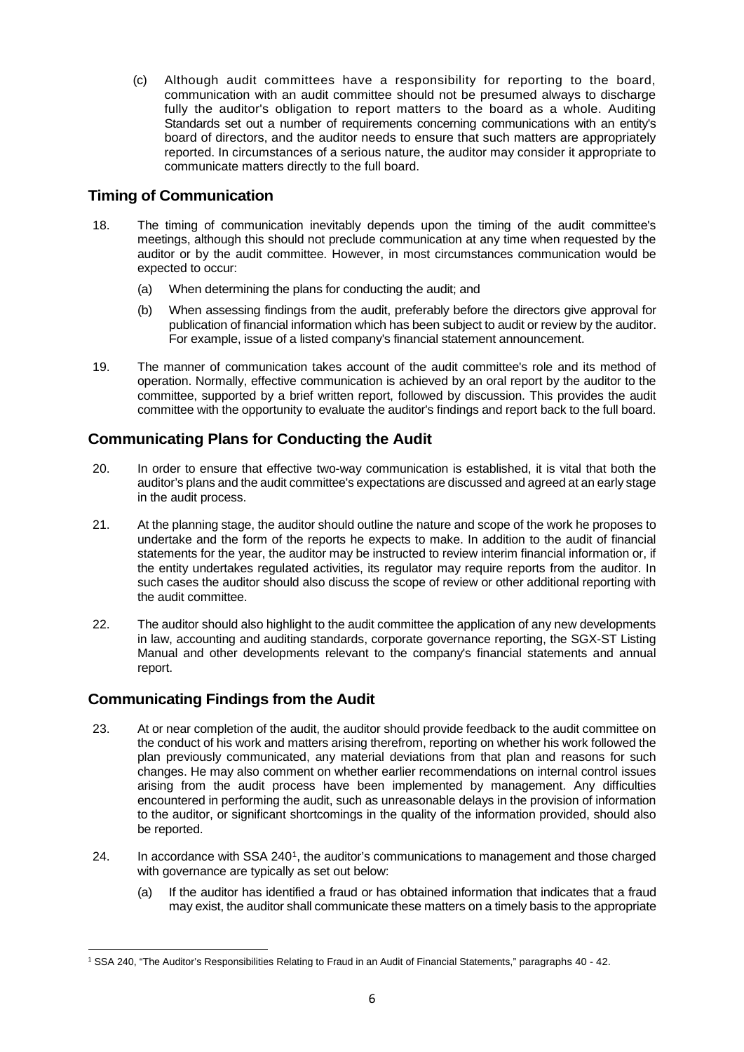(c) Although audit committees have a responsibility for reporting to the board, communication with an audit committee should not be presumed always to discharge fully the auditor's obligation to report matters to the board as a whole. Auditing Standards set out a number of requirements concerning communications with an entity's board of directors, and the auditor needs to ensure that such matters are appropriately reported. In circumstances of a serious nature, the auditor may consider it appropriate to communicate matters directly to the full board.

## Timing of Communication

18. The timing of communication inevitably depends upon the timing of the audit committee's meetings, although this should not preclude communication at any time when requested by the auditor or by the audit committee. However, in most circumstances communication would be expected to occur:

    (a) When determining the plans for conducting the audit; and

    (b) When assessing findings from the audit, preferably before the directors give approval for publication of financial information which has been subject to audit or review by the auditor. For example, issue of a listed company's financial statement announcement.

19. The manner of communication takes account of the audit committee's role and its method of operation. Normally, effective communication is achieved by an oral report by the auditor to the committee, supported by a brief written report, followed by discussion. This provides the audit committee with the opportunity to evaluate the auditor's findings and report back to the full board.

## Communicating Plans for Conducting the Audit

20. In order to ensure that effective two-way communication is established, it is vital that both the auditor's plans and the audit committee's expectations are discussed and agreed at an early stage in the audit process.

21. At the planning stage, the auditor should outline the nature and scope of the work he proposes to undertake and the form of the reports he expects to make. In addition to the audit of financial statements for the year, the auditor may be instructed to review interim financial information or, if the entity undertakes regulated activities, its regulator may require reports from the auditor. In such cases the auditor should also discuss the scope of review or other additional reporting with the audit committee.

22. The auditor should also highlight to the audit committee the application of any new developments in law, accounting and auditing standards, corporate governance reporting, the SGX-ST Listing Manual and other developments relevant to the company's financial statements and annual report.

## Communicating Findings from the Audit

23. At or near completion of the audit, the auditor should provide feedback to the audit committee on the conduct of his work and matters arising therefrom, reporting on whether his work followed the plan previously communicated, any material deviations from that plan and reasons for such changes. He may also comment on whether earlier recommendations on internal control issues arising from the audit process have been implemented by management. Any difficulties encountered in performing the audit, such as unreasonable delays in the provision of information to the auditor, or significant shortcomings in the quality of the information provided, should also be reported.

24. In accordance with SSA 240[1], the auditor's communications to management and those charged with governance are typically as set out below:

    (a) If the auditor has identified a fraud or has obtained information that indicates that a fraud may exist, the auditor shall communicate these matters on a timely basis to the appropriate

[1] SSA 240, "The Auditor's Responsibilities Relating to Fraud in an Audit of Financial Statements," paragraphs 40 - 42.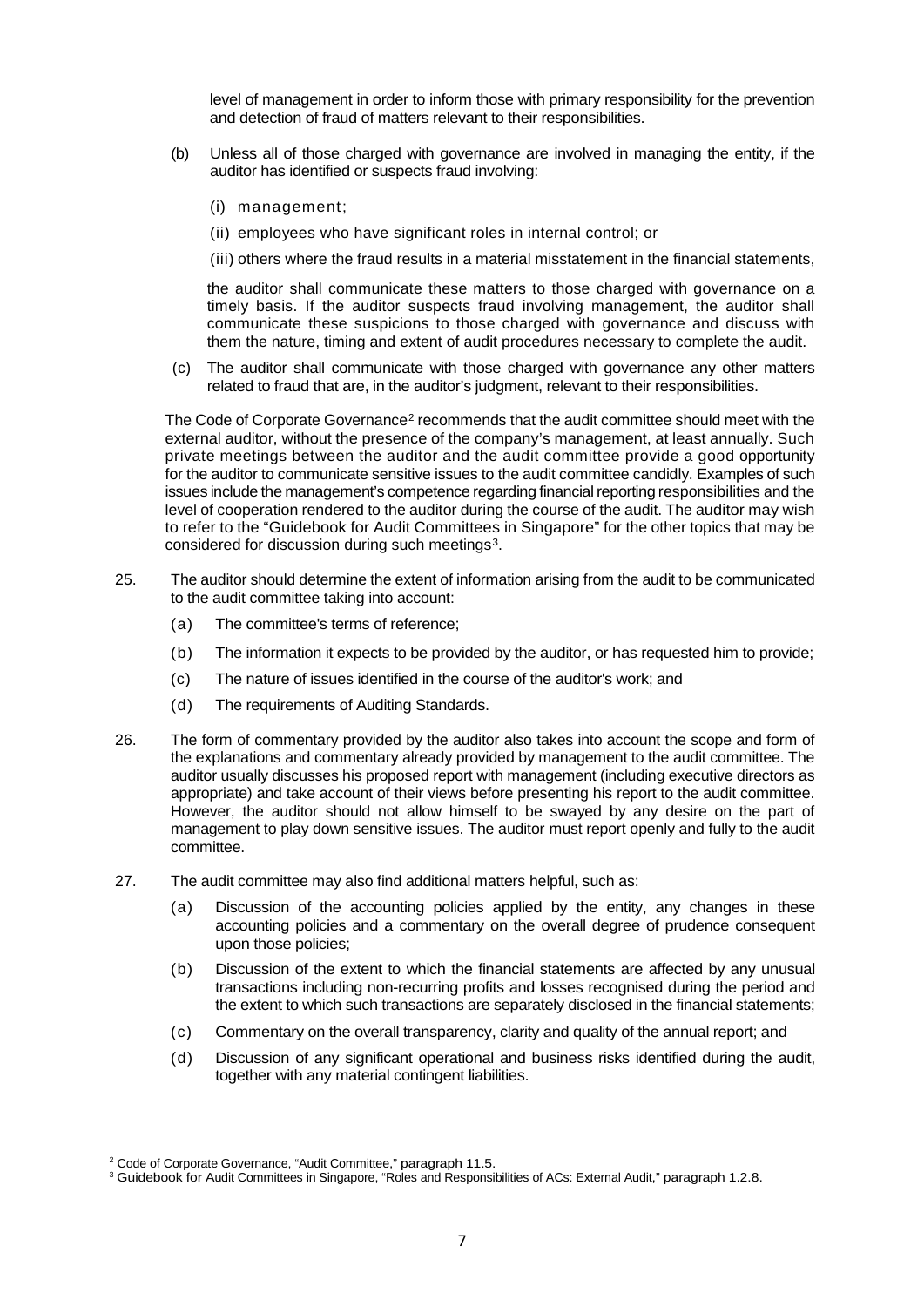level of management in order to inform those with primary responsibility for the prevention and detection of fraud of matters relevant to their responsibilities.

(b) Unless all of those charged with governance are involved in managing the entity, if the auditor has identified or suspects fraud involving:

  (i) management;

  (ii) employees who have significant roles in internal control; or

  (iii) others where the fraud results in a material misstatement in the financial statements,

  the auditor shall communicate these matters to those charged with governance on a timely basis. If the auditor suspects fraud involving management, the auditor shall communicate these suspicions to those charged with governance and discuss with them the nature, timing and extent of audit procedures necessary to complete the audit.

(c) The auditor shall communicate with those charged with governance any other matters related to fraud that are, in the auditor's judgment, relevant to their responsibilities.

The Code of Corporate Governance[2] recommends that the audit committee should meet with the external auditor, without the presence of the company's management, at least annually. Such private meetings between the auditor and the audit committee provide a good opportunity for the auditor to communicate sensitive issues to the audit committee candidly. Examples of such issues include the management's competence regarding financial reporting responsibilities and the level of cooperation rendered to the auditor during the course of the audit. The auditor may wish to refer to the "Guidebook for Audit Committees in Singapore" for the other topics that may be considered for discussion during such meetings[3].

25. The auditor should determine the extent of information arising from the audit to be communicated to the audit committee taking into account:

  (a) The committee's terms of reference;

  (b) The information it expects to be provided by the auditor, or has requested him to provide;

  (c) The nature of issues identified in the course of the auditor's work; and

  (d) The requirements of Auditing Standards.

26. The form of commentary provided by the auditor also takes into account the scope and form of the explanations and commentary already provided by management to the audit committee. The auditor usually discusses his proposed report with management (including executive directors as appropriate) and take account of their views before presenting his report to the audit committee. However, the auditor should not allow himself to be swayed by any desire on the part of management to play down sensitive issues. The auditor must report openly and fully to the audit committee.

27. The audit committee may also find additional matters helpful, such as:

  (a) Discussion of the accounting policies applied by the entity, any changes in these accounting policies and a commentary on the overall degree of prudence consequent upon those policies;

  (b) Discussion of the extent to which the financial statements are affected by any unusual transactions including non-recurring profits and losses recognised during the period and the extent to which such transactions are separately disclosed in the financial statements;

  (c) Commentary on the overall transparency, clarity and quality of the annual report; and

  (d) Discussion of any significant operational and business risks identified during the audit, together with any material contingent liabilities.

---

[2] Code of Corporate Governance, "Audit Committee," paragraph 11.5.

[3] Guidebook for Audit Committees in Singapore, "Roles and Responsibilities of ACs: External Audit," paragraph 1.2.8.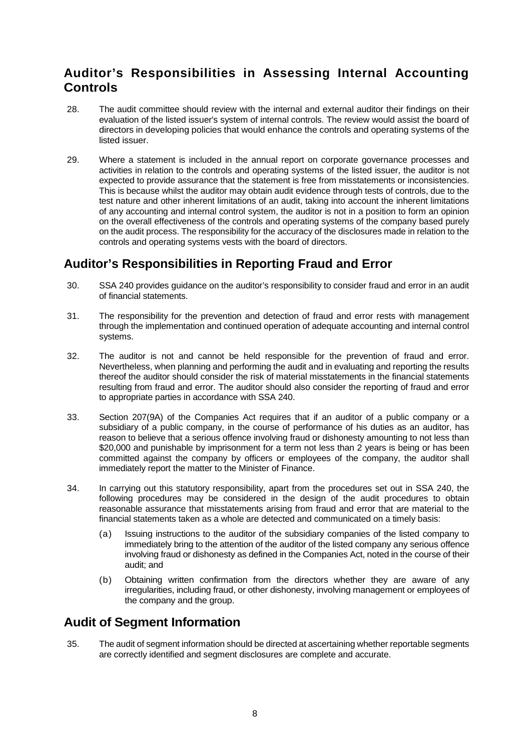## Auditor's Responsibilities in Assessing Internal Accounting Controls

28. The audit committee should review with the internal and external auditor their findings on their evaluation of the listed issuer's system of internal controls. The review would assist the board of directors in developing policies that would enhance the controls and operating systems of the listed issuer.

29. Where a statement is included in the annual report on corporate governance processes and activities in relation to the controls and operating systems of the listed issuer, the auditor is not expected to provide assurance that the statement is free from misstatements or inconsistencies. This is because whilst the auditor may obtain audit evidence through tests of controls, due to the test nature and other inherent limitations of an audit, taking into account the inherent limitations of any accounting and internal control system, the auditor is not in a position to form an opinion on the overall effectiveness of the controls and operating systems of the company based purely on the audit process. The responsibility for the accuracy of the disclosures made in relation to the controls and operating systems vests with the board of directors.

## Auditor's Responsibilities in Reporting Fraud and Error

30. SSA 240 provides guidance on the auditor's responsibility to consider fraud and error in an audit of financial statements.

31. The responsibility for the prevention and detection of fraud and error rests with management through the implementation and continued operation of adequate accounting and internal control systems.

32. The auditor is not and cannot be held responsible for the prevention of fraud and error. Nevertheless, when planning and performing the audit and in evaluating and reporting the results thereof the auditor should consider the risk of material misstatements in the financial statements resulting from fraud and error. The auditor should also consider the reporting of fraud and error to appropriate parties in accordance with SSA 240.

33. Section 207(9A) of the Companies Act requires that if an auditor of a public company or a subsidiary of a public company, in the course of performance of his duties as an auditor, has reason to believe that a serious offence involving fraud or dishonesty amounting to not less than $20,000 and punishable by imprisonment for a term not less than 2 years is being or has been committed against the company by officers or employees of the company, the auditor shall immediately report the matter to the Minister of Finance.

34. In carrying out this statutory responsibility, apart from the procedures set out in SSA 240, the following procedures may be considered in the design of the audit procedures to obtain reasonable assurance that misstatements arising from fraud and error that are material to the financial statements taken as a whole are detected and communicated on a timely basis:

    (a) Issuing instructions to the auditor of the subsidiary companies of the listed company to immediately bring to the attention of the auditor of the listed company any serious offence involving fraud or dishonesty as defined in the Companies Act, noted in the course of their audit; and

    (b) Obtaining written confirmation from the directors whether they are aware of any irregularities, including fraud, or other dishonesty, involving management or employees of the company and the group.

## Audit of Segment Information

35. The audit of segment information should be directed at ascertaining whether reportable segments are correctly identified and segment disclosures are complete and accurate.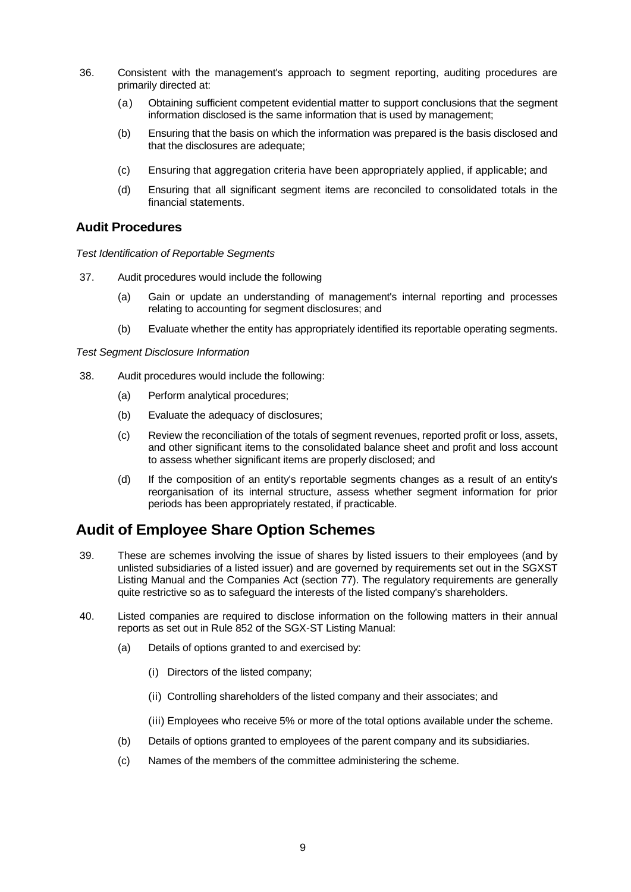36. Consistent with the management's approach to segment reporting, auditing procedures are primarily directed at:

    (a) Obtaining sufficient competent evidential matter to support conclusions that the segment information disclosed is the same information that is used by management;

    (b) Ensuring that the basis on which the information was prepared is the basis disclosed and that the disclosures are adequate;

    (c) Ensuring that aggregation criteria have been appropriately applied, if applicable; and

    (d) Ensuring that all significant segment items are reconciled to consolidated totals in the financial statements.

### Audit Procedures

*Test Identification of Reportable Segments*

37. Audit procedures would include the following

    (a) Gain or update an understanding of management's internal reporting and processes relating to accounting for segment disclosures; and

    (b) Evaluate whether the entity has appropriately identified its reportable operating segments.

*Test Segment Disclosure Information*

38. Audit procedures would include the following:

    (a) Perform analytical procedures;

    (b) Evaluate the adequacy of disclosures;

    (c) Review the reconciliation of the totals of segment revenues, reported profit or loss, assets, and other significant items to the consolidated balance sheet and profit and loss account to assess whether significant items are properly disclosed; and

    (d) If the composition of an entity's reportable segments changes as a result of an entity's reorganisation of its internal structure, assess whether segment information for prior periods has been appropriately restated, if practicable.

## Audit of Employee Share Option Schemes

39. These are schemes involving the issue of shares by listed issuers to their employees (and by unlisted subsidiaries of a listed issuer) and are governed by requirements set out in the SGXST Listing Manual and the Companies Act (section 77). The regulatory requirements are generally quite restrictive so as to safeguard the interests of the listed company's shareholders.

40. Listed companies are required to disclose information on the following matters in their annual reports as set out in Rule 852 of the SGX-ST Listing Manual:

    (a) Details of options granted to and exercised by:

        (i) Directors of the listed company;

        (ii) Controlling shareholders of the listed company and their associates; and

        (iii) Employees who receive 5% or more of the total options available under the scheme.

    (b) Details of options granted to employees of the parent company and its subsidiaries.

    (c) Names of the members of the committee administering the scheme.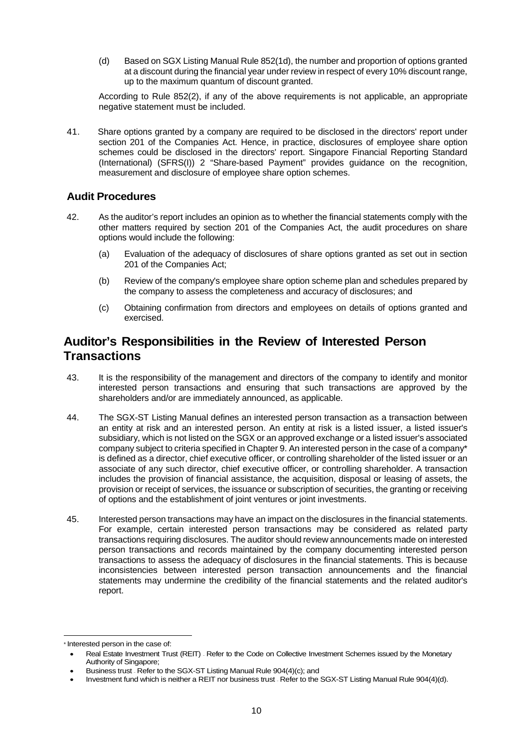(d) Based on SGX Listing Manual Rule 852(1d), the number and proportion of options granted at a discount during the financial year under review in respect of every 10% discount range, up to the maximum quantum of discount granted.

According to Rule 852(2), if any of the above requirements is not applicable, an appropriate negative statement must be included.

41. Share options granted by a company are required to be disclosed in the directors' report under section 201 of the Companies Act. Hence, in practice, disclosures of employee share option schemes could be disclosed in the directors' report. Singapore Financial Reporting Standard (International) (SFRS(I)) 2 "Share-based Payment" provides guidance on the recognition, measurement and disclosure of employee share option schemes.

### Audit Procedures

42. As the auditor's report includes an opinion as to whether the financial statements comply with the other matters required by section 201 of the Companies Act, the audit procedures on share options would include the following:

    (a) Evaluation of the adequacy of disclosures of share options granted as set out in section 201 of the Companies Act;

    (b) Review of the company's employee share option scheme plan and schedules prepared by the company to assess the completeness and accuracy of disclosures; and

    (c) Obtaining confirmation from directors and employees on details of options granted and exercised.

## Auditor's Responsibilities in the Review of Interested Person Transactions

43. It is the responsibility of the management and directors of the company to identify and monitor interested person transactions and ensuring that such transactions are approved by the shareholders and/or are immediately announced, as applicable.

44. The SGX-ST Listing Manual defines an interested person transaction as a transaction between an entity at risk and an interested person. An entity at risk is a listed issuer, a listed issuer's subsidiary, which is not listed on the SGX or an approved exchange or a listed issuer's associated company subject to criteria specified in Chapter 9. An interested person in the case of a company* is defined as a director, chief executive officer, or controlling shareholder of the listed issuer or an associate of any such director, chief executive officer, or controlling shareholder. A transaction includes the provision of financial assistance, the acquisition, disposal or leasing of assets, the provision or receipt of services, the issuance or subscription of securities, the granting or receiving of options and the establishment of joint ventures or joint investments.

45. Interested person transactions may have an impact on the disclosures in the financial statements. For example, certain interested person transactions may be considered as related party transactions requiring disclosures. The auditor should review announcements made on interested person transactions and records maintained by the company documenting interested person transactions to assess the adequacy of disclosures in the financial statements. This is because inconsistencies between interested person transaction announcements and the financial statements may undermine the credibility of the financial statements and the related auditor's report.

---

* Interested person in the case of:

- Real Estate Investment Trust (REIT) - Refer to the Code on Collective Investment Schemes issued by the Monetary Authority of Singapore;
- Business trust - Refer to the SGX-ST Listing Manual Rule 904(4)(c); and
- Investment fund which is neither a REIT nor business trust - Refer to the SGX-ST Listing Manual Rule 904(4)(d).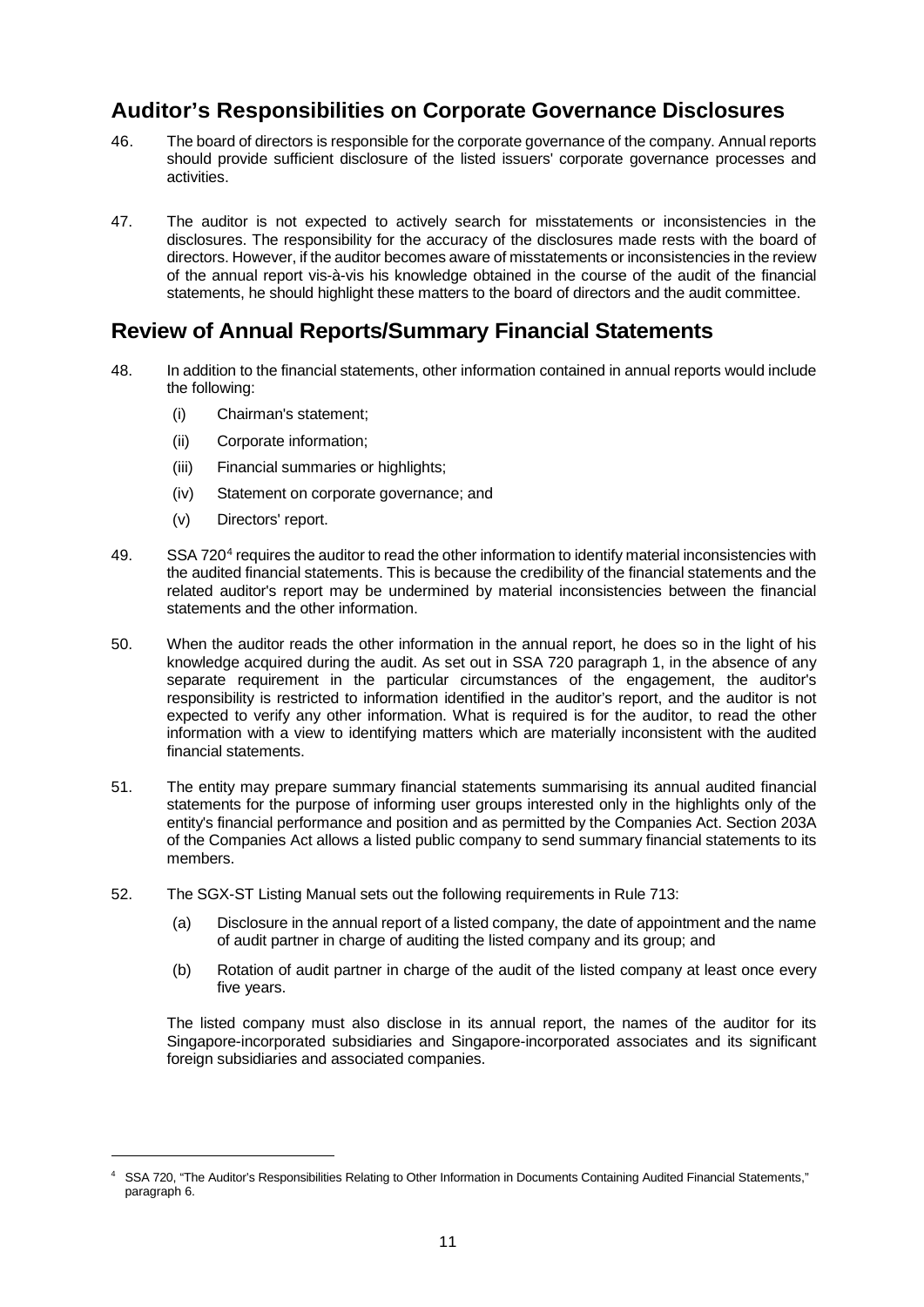## Auditor's Responsibilities on Corporate Governance Disclosures

46. The board of directors is responsible for the corporate governance of the company. Annual reports should provide sufficient disclosure of the listed issuers' corporate governance processes and activities.

47. The auditor is not expected to actively search for misstatements or inconsistencies in the disclosures. The responsibility for the accuracy of the disclosures made rests with the board of directors. However, if the auditor becomes aware of misstatements or inconsistencies in the review of the annual report vis-à-vis his knowledge obtained in the course of the audit of the financial statements, he should highlight these matters to the board of directors and the audit committee.

## Review of Annual Reports/Summary Financial Statements

48. In addition to the financial statements, other information contained in annual reports would include the following:

    (i) Chairman's statement;

    (ii) Corporate information;

    (iii) Financial summaries or highlights;

    (iv) Statement on corporate governance; and

    (v) Directors' report.

49. SSA 720[4] requires the auditor to read the other information to identify material inconsistencies with the audited financial statements. This is because the credibility of the financial statements and the related auditor's report may be undermined by material inconsistencies between the financial statements and the other information.

50. When the auditor reads the other information in the annual report, he does so in the light of his knowledge acquired during the audit. As set out in SSA 720 paragraph 1, in the absence of any separate requirement in the particular circumstances of the engagement, the auditor's responsibility is restricted to information identified in the auditor's report, and the auditor is not expected to verify any other information. What is required is for the auditor, to read the other information with a view to identifying matters which are materially inconsistent with the audited financial statements.

51. The entity may prepare summary financial statements summarising its annual audited financial statements for the purpose of informing user groups interested only in the highlights only of the entity's financial performance and position and as permitted by the Companies Act. Section 203A of the Companies Act allows a listed public company to send summary financial statements to its members.

52. The SGX-ST Listing Manual sets out the following requirements in Rule 713:

    (a) Disclosure in the annual report of a listed company, the date of appointment and the name of audit partner in charge of auditing the listed company and its group; and

    (b) Rotation of audit partner in charge of the audit of the listed company at least once every five years.

    The listed company must also disclose in its annual report, the names of the auditor for its Singapore-incorporated subsidiaries and Singapore-incorporated associates and its significant foreign subsidiaries and associated companies.

---

[4] SSA 720, "The Auditor's Responsibilities Relating to Other Information in Documents Containing Audited Financial Statements," paragraph 6.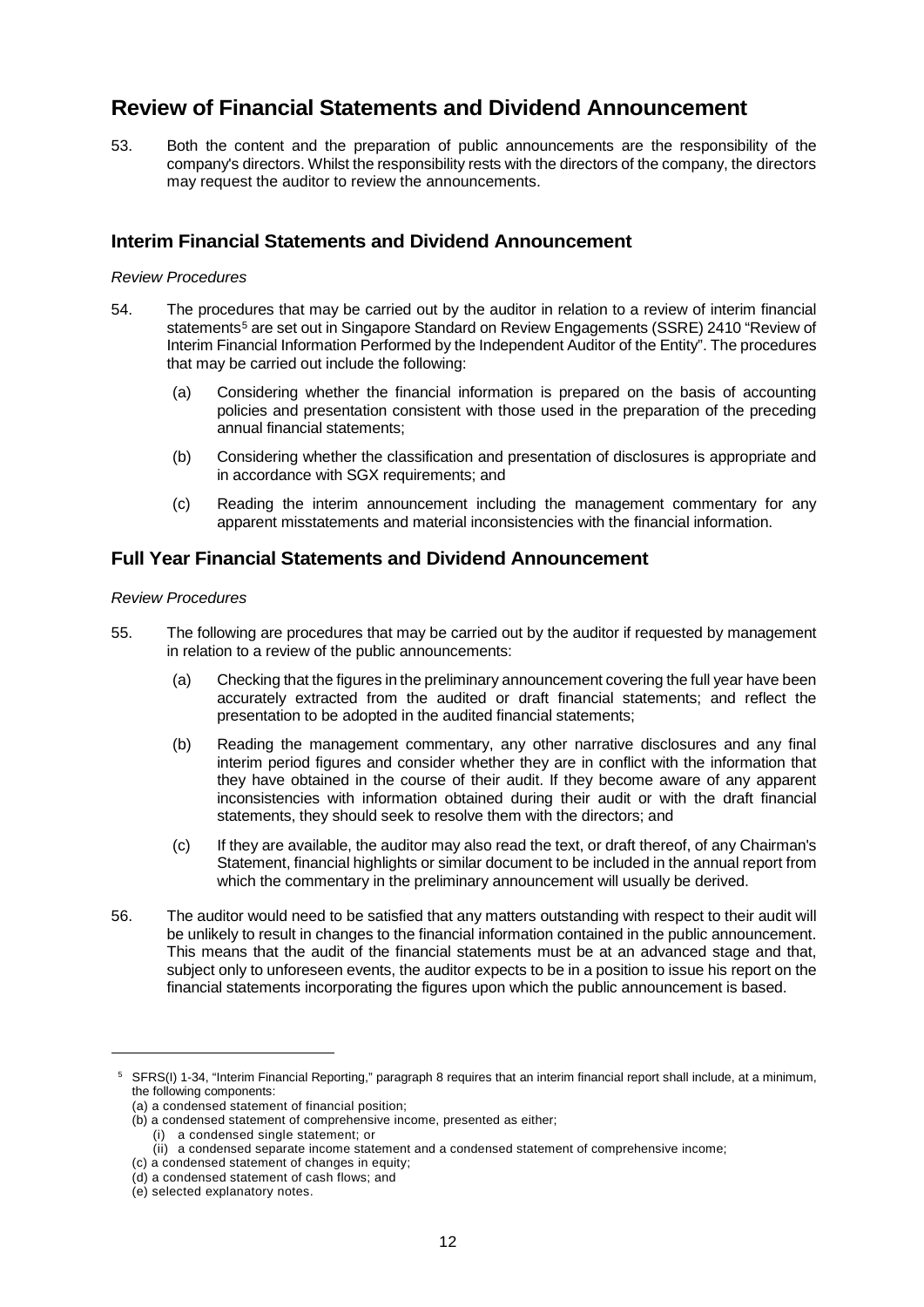## Review of Financial Statements and Dividend Announcement

53. Both the content and the preparation of public announcements are the responsibility of the company's directors. Whilst the responsibility rests with the directors of the company, the directors may request the auditor to review the announcements.

### Interim Financial Statements and Dividend Announcement

*Review Procedures*

54. The procedures that may be carried out by the auditor in relation to a review of interim financial statements[5] are set out in Singapore Standard on Review Engagements (SSRE) 2410 "Review of Interim Financial Information Performed by the Independent Auditor of the Entity". The procedures that may be carried out include the following:

    (a) Considering whether the financial information is prepared on the basis of accounting policies and presentation consistent with those used in the preparation of the preceding annual financial statements;

    (b) Considering whether the classification and presentation of disclosures is appropriate and in accordance with SGX requirements; and

    (c) Reading the interim announcement including the management commentary for any apparent misstatements and material inconsistencies with the financial information.

### Full Year Financial Statements and Dividend Announcement

*Review Procedures*

55. The following are procedures that may be carried out by the auditor if requested by management in relation to a review of the public announcements:

    (a) Checking that the figures in the preliminary announcement covering the full year have been accurately extracted from the audited or draft financial statements; and reflect the presentation to be adopted in the audited financial statements;

    (b) Reading the management commentary, any other narrative disclosures and any final interim period figures and consider whether they are in conflict with the information that they have obtained in the course of their audit. If they become aware of any apparent inconsistencies with information obtained during their audit or with the draft financial statements, they should seek to resolve them with the directors; and

    (c) If they are available, the auditor may also read the text, or draft thereof, of any Chairman's Statement, financial highlights or similar document to be included in the annual report from which the commentary in the preliminary announcement will usually be derived.

56. The auditor would need to be satisfied that any matters outstanding with respect to their audit will be unlikely to result in changes to the financial information contained in the public announcement. This means that the audit of the financial statements must be at an advanced stage and that, subject only to unforeseen events, the auditor expects to be in a position to issue his report on the financial statements incorporating the figures upon which the public announcement is based.

---

[5] SFRS(I) 1-34, "Interim Financial Reporting," paragraph 8 requires that an interim financial report shall include, at a minimum, the following components:
(a) a condensed statement of financial position;
(b) a condensed statement of comprehensive income, presented as either;
 (i) a condensed single statement; or
 (ii) a condensed separate income statement and a condensed statement of comprehensive income;
(c) a condensed statement of changes in equity;
(d) a condensed statement of cash flows; and
(e) selected explanatory notes.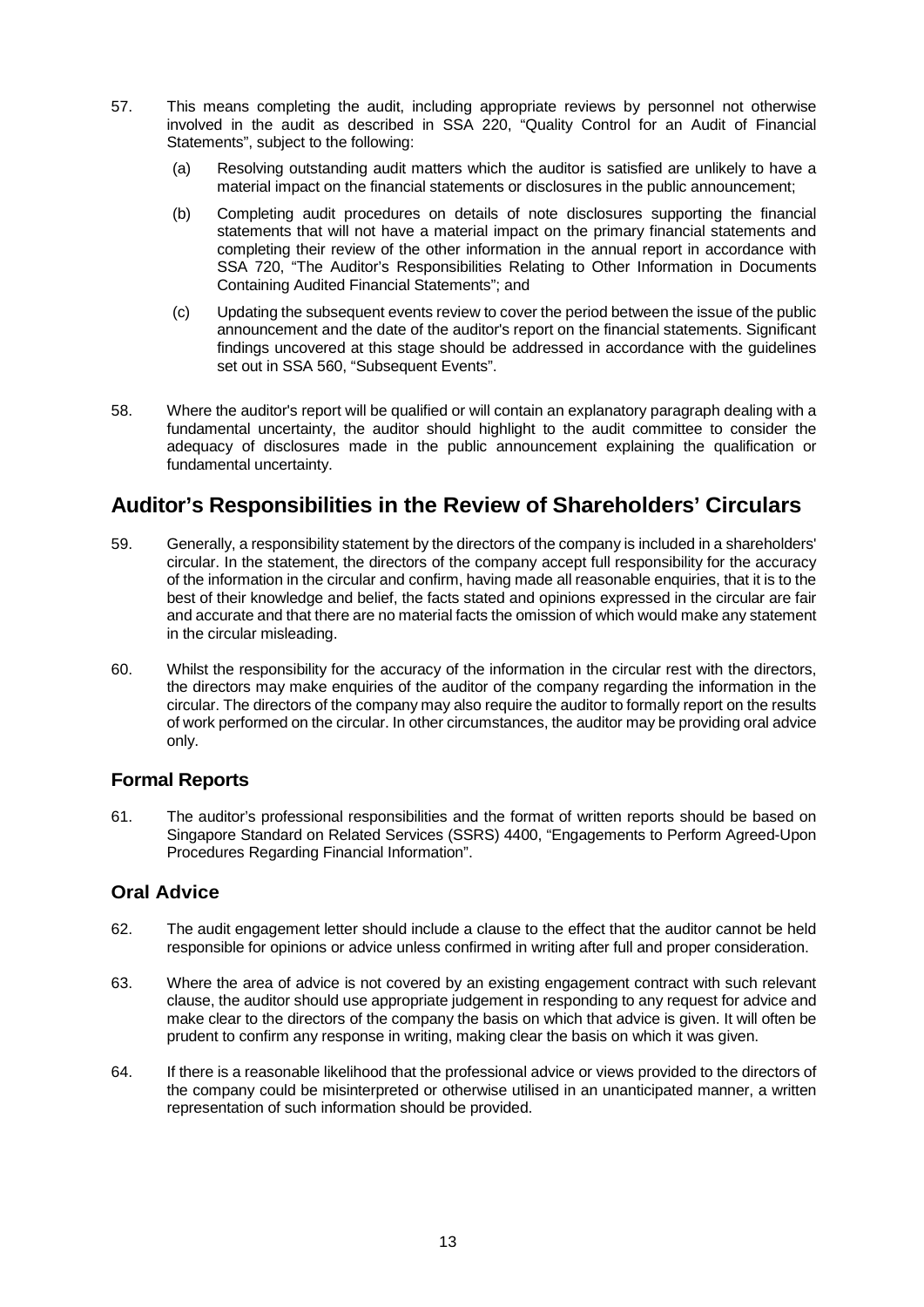57. This means completing the audit, including appropriate reviews by personnel not otherwise involved in the audit as described in SSA 220, "Quality Control for an Audit of Financial Statements", subject to the following:

    (a) Resolving outstanding audit matters which the auditor is satisfied are unlikely to have a material impact on the financial statements or disclosures in the public announcement;

    (b) Completing audit procedures on details of note disclosures supporting the financial statements that will not have a material impact on the primary financial statements and completing their review of the other information in the annual report in accordance with SSA 720, "The Auditor's Responsibilities Relating to Other Information in Documents Containing Audited Financial Statements"; and

    (c) Updating the subsequent events review to cover the period between the issue of the public announcement and the date of the auditor's report on the financial statements. Significant findings uncovered at this stage should be addressed in accordance with the guidelines set out in SSA 560, "Subsequent Events".

58. Where the auditor's report will be qualified or will contain an explanatory paragraph dealing with a fundamental uncertainty, the auditor should highlight to the audit committee to consider the adequacy of disclosures made in the public announcement explaining the qualification or fundamental uncertainty.

## Auditor's Responsibilities in the Review of Shareholders' Circulars

59. Generally, a responsibility statement by the directors of the company is included in a shareholders' circular. In the statement, the directors of the company accept full responsibility for the accuracy of the information in the circular and confirm, having made all reasonable enquiries, that it is to the best of their knowledge and belief, the facts stated and opinions expressed in the circular are fair and accurate and that there are no material facts the omission of which would make any statement in the circular misleading.

60. Whilst the responsibility for the accuracy of the information in the circular rest with the directors, the directors may make enquiries of the auditor of the company regarding the information in the circular. The directors of the company may also require the auditor to formally report on the results of work performed on the circular. In other circumstances, the auditor may be providing oral advice only.

### Formal Reports

61. The auditor's professional responsibilities and the format of written reports should be based on Singapore Standard on Related Services (SSRS) 4400, "Engagements to Perform Agreed-Upon Procedures Regarding Financial Information".

### Oral Advice

62. The audit engagement letter should include a clause to the effect that the auditor cannot be held responsible for opinions or advice unless confirmed in writing after full and proper consideration.

63. Where the area of advice is not covered by an existing engagement contract with such relevant clause, the auditor should use appropriate judgement in responding to any request for advice and make clear to the directors of the company the basis on which that advice is given. It will often be prudent to confirm any response in writing, making clear the basis on which it was given.

64. If there is a reasonable likelihood that the professional advice or views provided to the directors of the company could be misinterpreted or otherwise utilised in an unanticipated manner, a written representation of such information should be provided.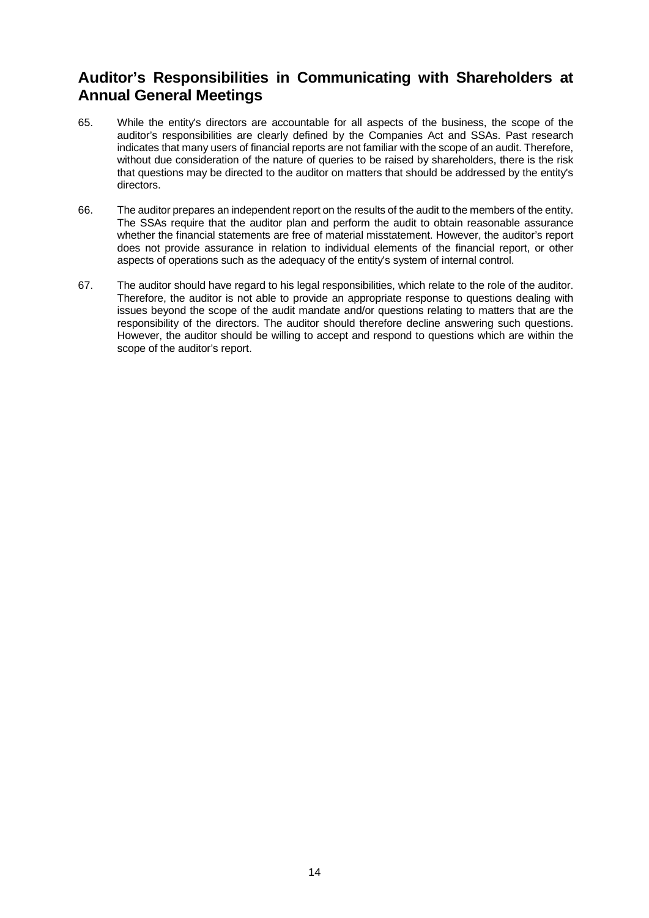## Auditor's Responsibilities in Communicating with Shareholders at Annual General Meetings

65. While the entity's directors are accountable for all aspects of the business, the scope of the auditor's responsibilities are clearly defined by the Companies Act and SSAs. Past research indicates that many users of financial reports are not familiar with the scope of an audit. Therefore, without due consideration of the nature of queries to be raised by shareholders, there is the risk that questions may be directed to the auditor on matters that should be addressed by the entity's directors.

66. The auditor prepares an independent report on the results of the audit to the members of the entity. The SSAs require that the auditor plan and perform the audit to obtain reasonable assurance whether the financial statements are free of material misstatement. However, the auditor's report does not provide assurance in relation to individual elements of the financial report, or other aspects of operations such as the adequacy of the entity's system of internal control.

67. The auditor should have regard to his legal responsibilities, which relate to the role of the auditor. Therefore, the auditor is not able to provide an appropriate response to questions dealing with issues beyond the scope of the audit mandate and/or questions relating to matters that are the responsibility of the directors. The auditor should therefore decline answering such questions. However, the auditor should be willing to accept and respond to questions which are within the scope of the auditor's report.